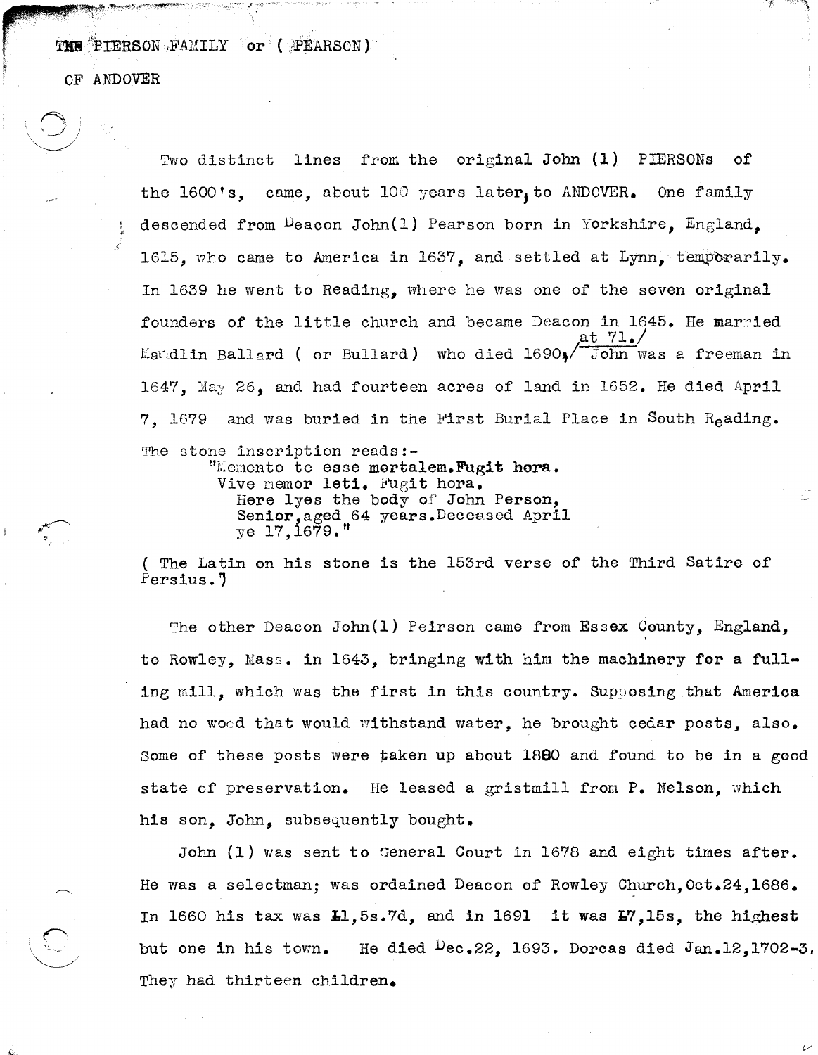# THE PIERSON FAMILY or (PEARSON)

## OF ANDOVER

Two distinct lines from the original John (1) PIERSONs of the 1600's, came, about 100 years later, to ANDOVER. One family descended from Deacon John(1) Pearson born in Yorkshire, England, 1615, who came to America in 1637, and settled at Lynn, temporarily. In 1639 he went to Reading, where he was one of the seven original founders of the little church and became Deacon in 1645. He married Maudlin Ballard ( or Bullard) who died 1690, at 71. John was a freeman in 1647, May 26, and had fourteen acres of land in 1652. He died April 7, 1679 and was buried in the First Burial Place in South Reading. The stone inscription reads:-

> "Memento te esse mortalem. Fugit hora.
> Vive memor leti. Fugit hora.
> Here lyes the body of John Person,
> Senior, aged 64 years. Deceased April
> ye 17, 1679."

( The Latin on his stone is the 153rd verse of the Third Satire of Persius.)

The other Deacon John(1) Peirson came from Essex County, England, to Rowley, Mass. in 1643, bringing with him the machinery for a fulling mill, which was the first in this country. Supposing that America had no wood that would withstand water, he brought cedar posts, also. Some of these posts were taken up about 1880 and found to be in a good state of preservation. He leased a gristmill from P. Nelson, which his son, John, subsequently bought.

John (1) was sent to General Court in 1678 and eight times after. He was a selectman; was ordained Deacon of Rowley Church, Oct.24, 1686. In 1660 his tax was £1,5s.7d, and in 1691 it was £7,15s, the highest but one in his town. He died Dec.22, 1693. Dorcas died Jan.12, 1702-3. They had thirteen children.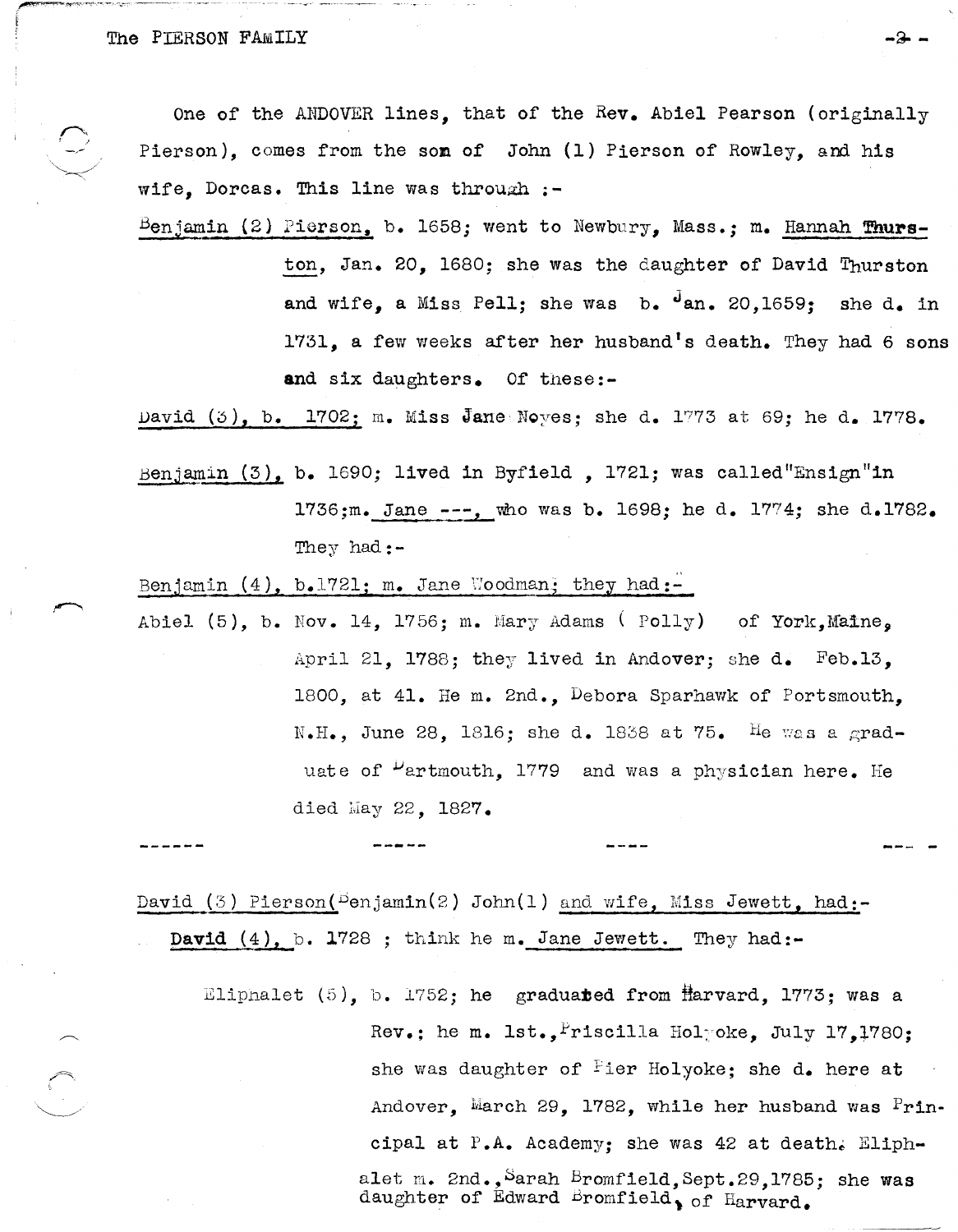One of the ANDOVER lines, that of the Rev. Abiel Pearson (originally Pierson), comes from the son of John (1) Pierson of Rowley, and his wife, Dorcas. This line was through :-

Benjamin (2) Pierson, b. 1658; went to Newbury, Mass.; m. Hannah **Thurston**, Jan. 20, 1680; she was the daughter of David Thurston and wife, a Miss Pell; she was b. Jan. 20,1659; she d. in 1731, a few weeks after her husband's death. They had 6 sons **and** six daughters. Of these:-

David (3), b. 1702; m. Miss **Jane** Noyes; she d. 1773 at 69; he d. 1778.

Benjamin (3), b. 1690; lived in Byfield , 1721; was called"Ensign"**in** 1736;m. Jane ---, who was b. 1698; he d. 1774; she d.1782. They had:-

Benjamin (4), b.1721; m. Jane Woodman; they had:-

Abiel (5), b. Nov. 14, 1756; m. Mary Adams ( Polly) of **York,Maine**, April 21, 1788; they lived in Andover; she d. Feb.13, 1800, at 41. He m. 2nd., Debora Sparhawk of Portsmouth, N.H., June 28, 1816; she d. 1838 at 75. He was a graduate of Dartmouth, 1779 and was a physician here. He died May 22, 1827.

------ ----- ---- ---

David (3) Pierson(Benjamin(2) John(1) and wife, Miss Jewett, had:-

**David** (4), b. **1728** ; think he m. Jane Jewett. They had:-

Eliphalet (5), b. 1752; he **graduated** from Harvard, 1773; was a Rev.; he m. 1st., Priscilla Holyoke, July 17,1780; she was daughter of Pier Holyoke; she d. here at Andover, March 29, 1782, while her husband was Principal at P.A. Academy; she was 42 at death. Eliphalet m. 2nd., Sarah Bromfield,Sept.29,1785; she was daughter of Edward Bromfield, of Harvard.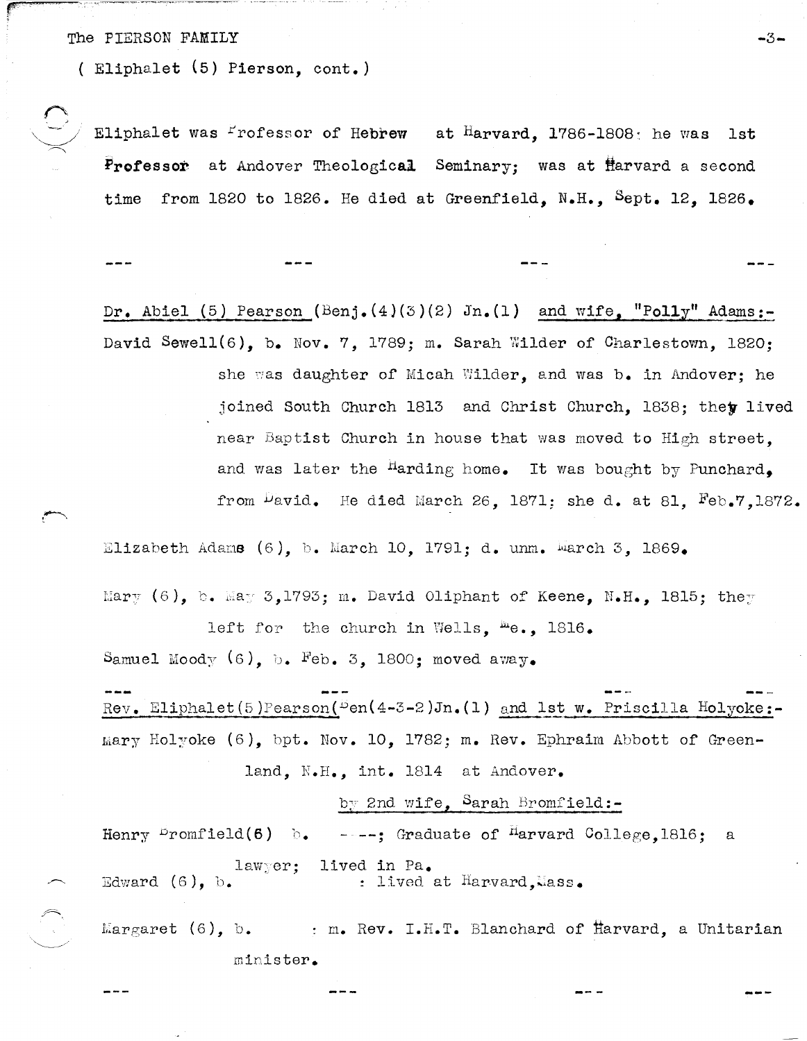( Eliphalet (5) Pierson, cont.)

Eliphalet was Professor of Hebrew at Harvard, 1786-1808; he was 1st Professor at Andover Theological Seminary; was at Harvard a second time from 1820 to 1826. He died at Greenfield, N.H., Sept. 12, 1826.

--- --- --- ---

Dr. Abiel (5) Pearson (Benj.(4)(3)(2) Jn.(1) and wife, "Polly" Adams:-

David Sewell(6), b. Nov. 7, 1789; m. Sarah Wilder of Charlestown, 1820; she was daughter of Micah Wilder, and was b. in Andover; he joined South Church 1813 and Christ Church, 1838; they lived near Baptist Church in house that was moved to High street, and was later the Harding home. It was bought by Punchard, from David. He died March 26, 1871; she d. at 81, Feb.7,1872.

Elizabeth Adams (6), b. March 10, 1791; d. unm. March 3, 1869.

Mary (6), b. May 3,1793; m. David Oliphant of Keene, N.H., 1815; they left for the church in Wells, Me., 1816.

Samuel Moody (6), b. Feb. 3, 1800; moved away.

--- --- --- ---

Rev. Eliphalet(5)Pearson(Ben(4-3-2)Jn.(1) and 1st w. Priscilla Holyoke:-

Mary Holyoke (6), bpt. Nov. 10, 1782; m. Rev. Ephraim Abbott of Greenland, N.H., int. 1814 at Andover.

by 2nd wife, Sarah Bromfield:-

Henry Bromfield(6) b. ----; Graduate of Harvard College,1816; a lawyer; lived in Pa.

Edward (6), b. : lived at Harvard,Mass.

Margaret (6), b. : m. Rev. I.H.T. Blanchard of Harvard, a Unitarian minister.

--- --- --- ---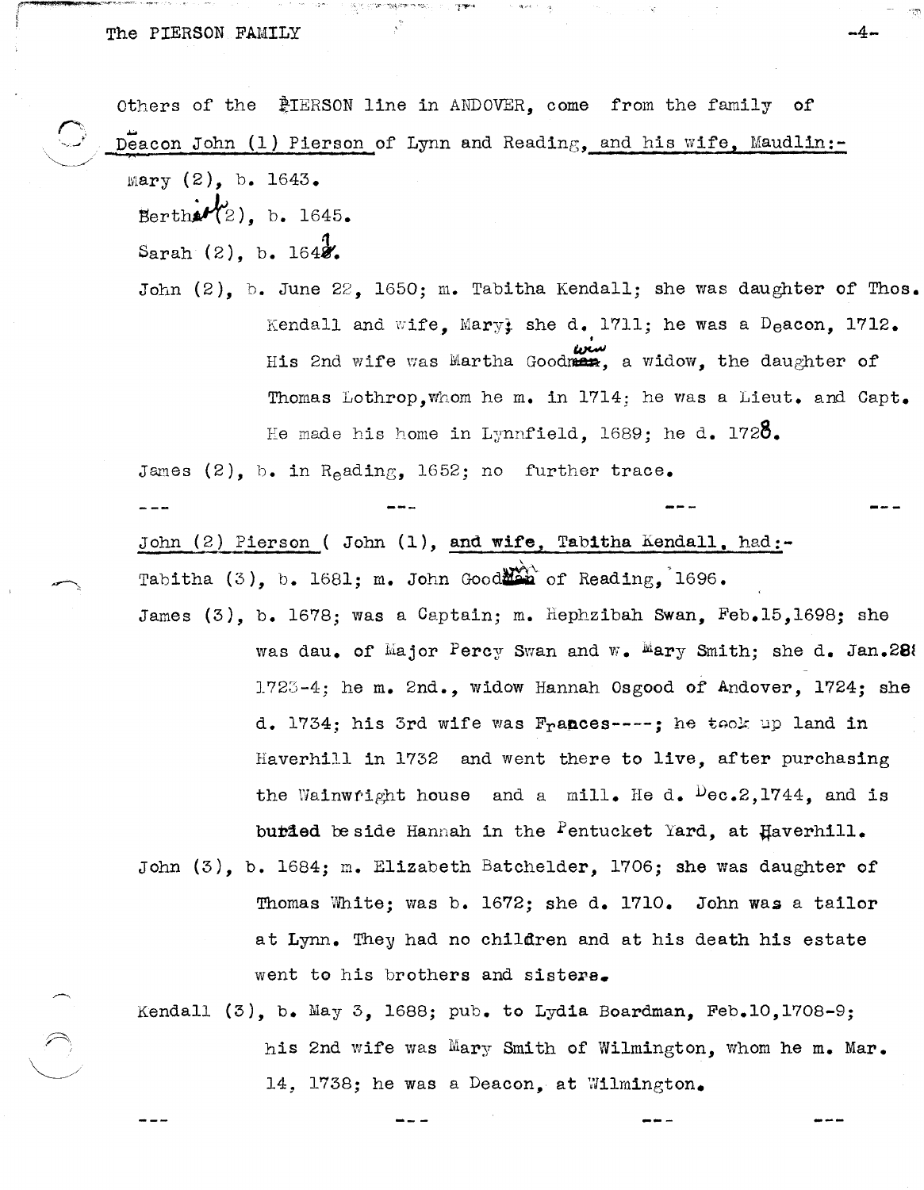Others of the PIERSON line in ANDOVER, come from the family of Deacon John (1) Pierson of Lynn and Reading, and his wife, Maudlin:-

Mary (2), b. 1643.

Bethiah (2), b. 1645.

Sarah (2), b. 1647.

John (2), b. June 22, 1650; m. Tabitha Kendall; she was daughter of Thos. Kendall and wife, Mary; she d. 1711; he was a Deacon, 1712. His 2nd wife was Martha Goodwin, a widow, the daughter of Thomas Lothrop, whom he m. in 1714; he was a Lieut. and Capt. He made his home in Lynnfield, 1689; he d. 1728.

James (2), b. in Reading, 1652; no further trace.

--- --- --- ---

John (2) Pierson ( John (1), and wife, Tabitha Kendall, had:-

Tabitha (3), b. 1681; m. John Goodwin of Reading, 1696.

James (3), b. 1678; was a Captain; m. Hephzibah Swan, Feb.15,1698; she was dau. of Major Percy Swan and w. Mary Smith; she d. Jan.28 1723-4; he m. 2nd., widow Hannah Osgood of Andover, 1724; she d. 1734; his 3rd wife was Frances----; he took up land in Haverhill in 1732 and went there to live, after purchasing the Wainwright house and a mill. He d. Dec.2,1744, and is buried beside Hannah in the Pentucket Yard, at Haverhill.

John (3), b. 1684; m. Elizabeth Batchelder, 1706; she was daughter of Thomas White; was b. 1672; she d. 1710. John was a tailor at Lynn. They had no children and at his death his estate went to his brothers and sisters.

Kendall (3), b. May 3, 1688; pub. to Lydia Boardman, Feb.10,1708-9; his 2nd wife was Mary Smith of Wilmington, whom he m. Mar. 14, 1738; he was a Deacon, at Wilmington.

--- --- --- ---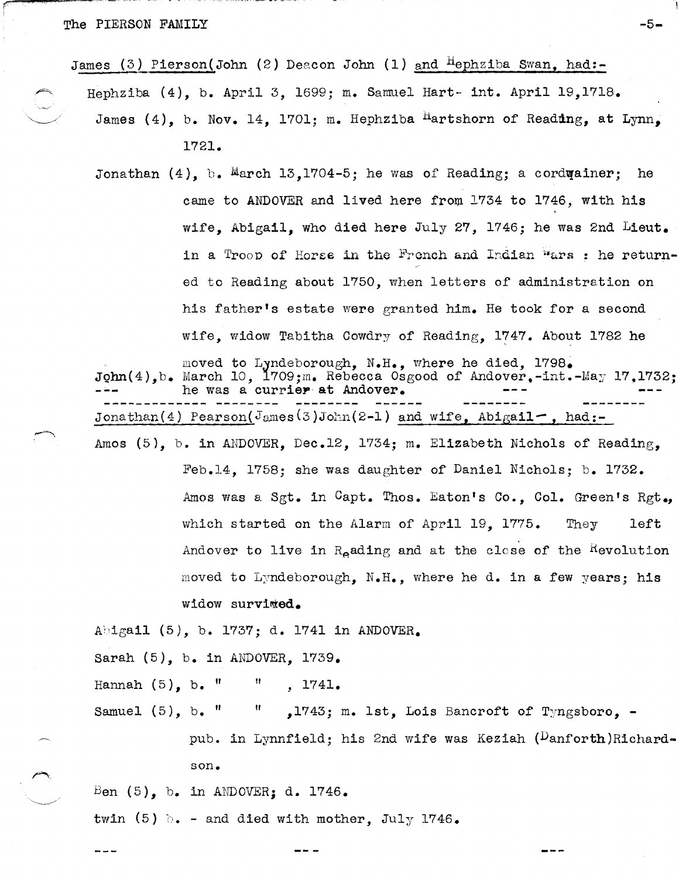James (3) Pierson(John (2) Deacon John (1) and Hephziba Swan, had:-

Hephziba (4), b. April 3, 1699; m. Samuel Hart- int. April 19,1718.

James (4), b. Nov. 14, 1701; m. Hephziba Hartshorn of Reading, at Lynn, 1721.

Jonathan (4), b. March 13,1704-5; he was of Reading; a cordwainer; he came to ANDOVER and lived here from 1734 to 1746, with his wife, Abigail, who died here July 27, 1746; he was 2nd Lieut. in a Troop of Horse in the French and Indian Wars : he returned to Reading about 1750, when letters of administration on his father's estate were granted him. He took for a second wife, widow Tabitha Cowdry of Reading, 1747. About 1782 he moved to Lyndeborough, N.H., where he died, 1798.

John(4),b. March 10, 1709;m. Rebecca Osgood of Andover,-int.-May 17,1732; he was a currier at Andover.

---

Jonathan(4) Pearson(James(3)John(2-1) and wife, Abigail-, had:-

Amos (5), b. in ANDOVER, Dec.12, 1734; m. Elizabeth Nichols of Reading, Feb.14, 1758; she was daughter of Daniel Nichols; b. 1732. Amos was a Sgt. in Capt. Thos. Eaton's Co., Col. Green's Rgt., which started on the Alarm of April 19, 1775. They left Andover to live in Reading and at the close of the Revolution moved to Lyndeborough, N.H., where he d. in a few years; his widow survived.

Abigail (5), b. 1737; d. 1741 in ANDOVER.

Sarah (5), b. in ANDOVER, 1739.

Hannah (5), b. " " , 1741.

Samuel (5), b. " " ,1743; m. 1st, Lois Bancroft of Tyngsboro, - pub. in Lynnfield; his 2nd wife was Keziah (Danforth)Richardson.

Ben (5), b. in ANDOVER; d. 1746.

twin (5) b. - and died with mother, July 1746.

---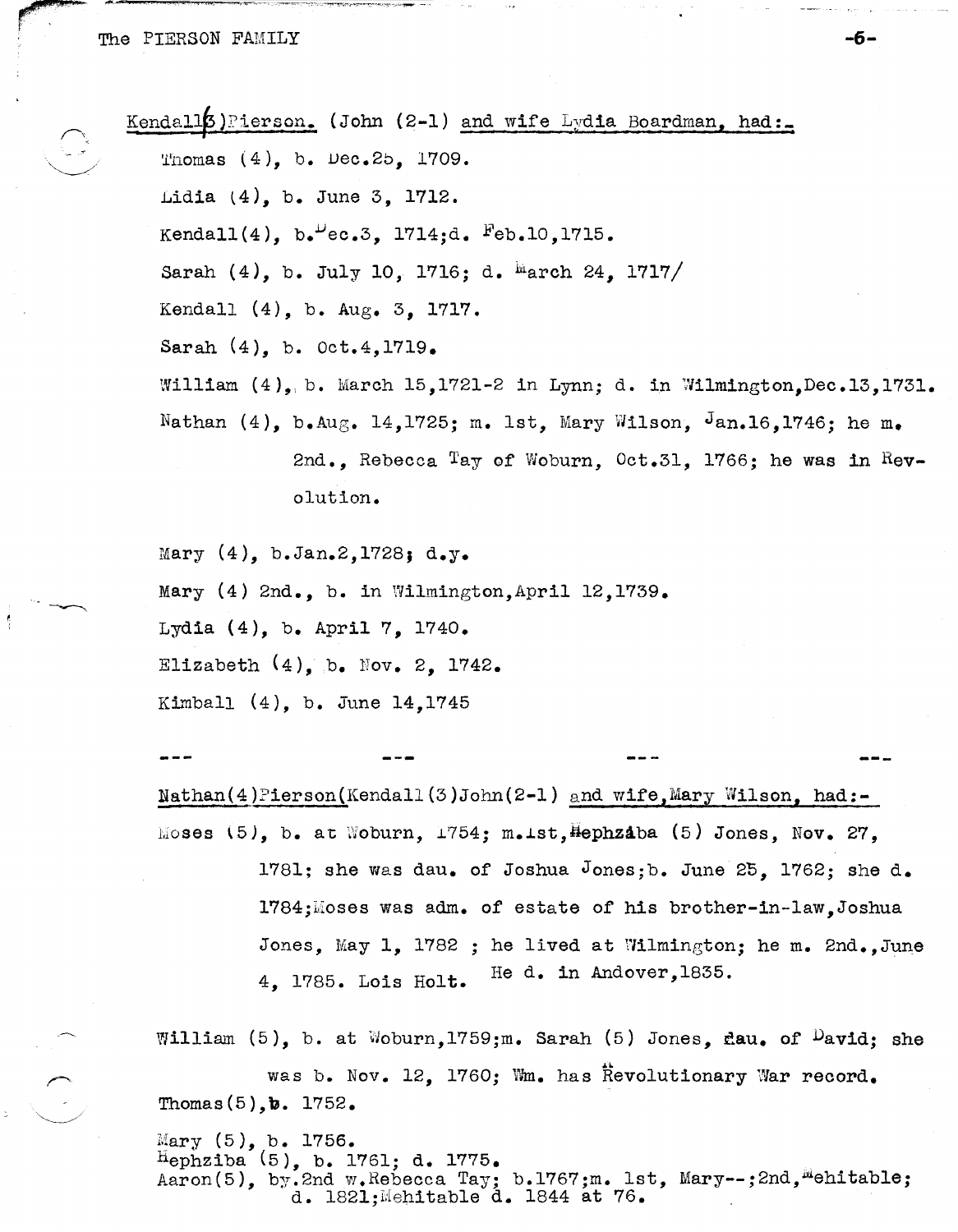Kendall(3)Pierson. (John (2-1) and wife Lydia Boardman, had:-

Thomas (4), b. Dec.25, 1709.

Lidia (4), b. June 3, 1712.

Kendall(4), b.Dec.3, 1714;d. Feb.10,1715.

Sarah (4), b. July 10, 1716; d. March 24, 1717/

Kendall (4), b. Aug. 3, 1717.

Sarah (4), b. Oct.4,1719.

William (4), b. March 15,1721-2 in Lynn; d. in Wilmington,Dec.13,1731.

Nathan (4), b.Aug. 14,1725; m. 1st, Mary Wilson, Jan.16,1746; he m. 2nd., Rebecca Tay of Woburn, Oct.31, 1766; he was in Revolution.

Mary (4), b.Jan.2,1728; d.y.

Mary (4) 2nd., b. in Wilmington,April 12,1739.

Lydia (4), b. April 7, 1740.

Elizabeth (4), b. Nov. 2, 1742.

Kimball (4), b. June 14,1745

--- --- --- ---

Nathan(4)Pierson(Kendall(3)John(2-1) and wife,Mary Wilson, had:-

Moses (5), b. at Woburn, 1754; m.1st,Hephziba (5) Jones, Nov. 27, 1781; she was dau. of Joshua Jones;b. June 25, 1762; she d. 1784;Moses was adm. of estate of his brother-in-law,Joshua Jones, May 1, 1782 ; he lived at Wilmington; he m. 2nd.,June 4, 1785. Lois Holt. He d. in Andover,1835.

William (5), b. at Woburn,1759;m. Sarah (5) Jones, dau. of David; she was b. Nov. 12, 1760; Wm. has Revolutionary War record.

Thomas(5),b. 1752.

Mary (5), b. 1756.

Hephziba (5), b. 1761; d. 1775.

Aaron(5), by.2nd w.Rebecca Tay; b.1767;m. 1st, Mary--;2nd,Mehitable; d. 1821;Mehitable d. 1844 at 76.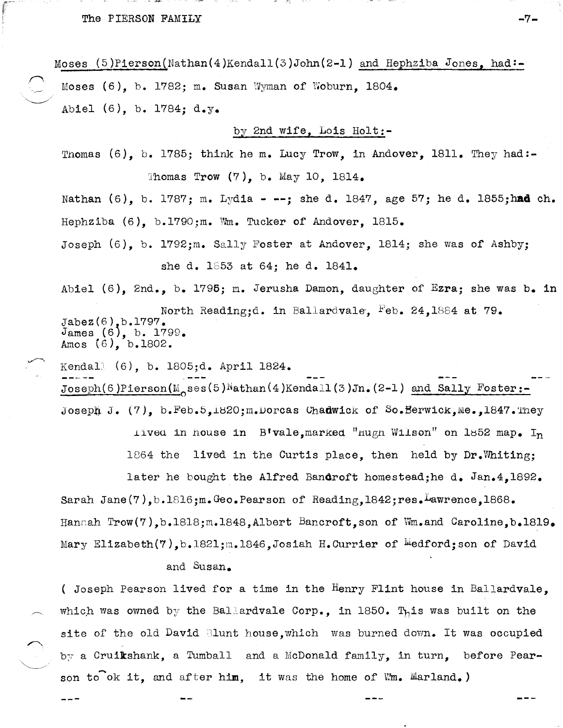Moses (5)Pierson(Nathan(4)Kendall(3)John(2-1) and Hephziba Jones, had:-

Moses (6), b. 1782; m. Susan Wyman of Woburn, 1804.

Abiel (6), b. 1784; d.y.

by 2nd wife, Lois Holt:-

Thomas (6), b. 1785; think he m. Lucy Trow, in Andover, 1811. They had:-

Thomas Trow (7), b. May 10, 1814.

Nathan (6), b. 1787; m. Lydia - --; she d. 1847, age 57; he d. 1855;**had** ch.

Hephziba (6), b.1790;m. Wm. Tucker of Andover, 1815.

Joseph (6), b. 1792;m. Sally Foster at Andover, 1814; she was of Ashby; she d. 1853 at 64; he d. 1841.

Abiel (6), 2nd., b. 1795; m. Jerusha Damon, daughter of Ezra; she was b. in North Reading;d. in Ballardvale, Feb. 24,1884 at 79.

Jabez(6),b.1797.
James (6), b. 1799.
Amos (6), b.1802.

Kendall (6), b. 1805;d. April 1824.

---

Joseph(6)Pierson(Moses(5)Nathan(4)Kendall(3)Jn.(2-1) and Sally Foster:-

Joseph J. (7), b.Feb.5,1820;m.Dorcas Chadwick of So.Berwick,Me.,1847.They lived in house in B'vale,marked "Hugh Wilson" on 1852 map. In 1864 the lived in the Curtis place, then held by Dr.Whiting; later he bought the Alfred Bancroft homestead;he d. Jan.4,1892.

Sarah Jane(7),b.1816;m.Geo.Pearson of Reading,1842;res.Lawrence,1868.

Hannah Trow(7),b.1818;m.1848,Albert Bancroft,son of Wm.and Caroline,b.1819.

Mary Elizabeth(7),b.1821;m.1846,Josiah H.Currier of Medford;son of David and Susan.

( Joseph Pearson lived for a time in the Henry Flint house in Ballardvale, which was owned by the Ballardvale Corp., in 1850. This was built on the site of the old David Blunt house,which was burned down. It was occupied by a Cruikshank, a Tumball and a McDonald family, in turn, before Pearson took it, and after **him**, it was the home of Wm. Marland.)

---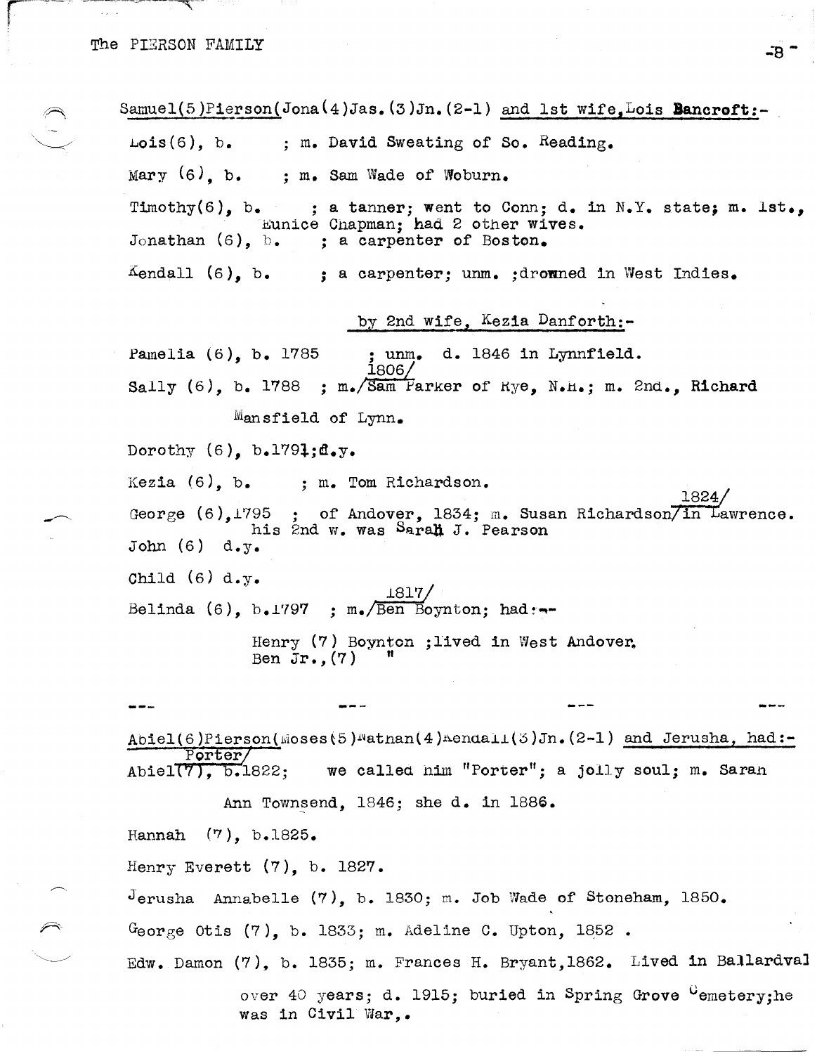Samuel(5)Pierson(Jona(4)Jas.(3)Jn.(2-1) and 1st wife, Lois **Bancroft**:-

Lois(6), b.  ; m. David Sweating of So. Reading.

Mary (6), b.  ; m. Sam Wade of Woburn.

Timothy(6), b.  ; a tanner; went to Conn; d. in N.Y. state; m. 1st., Eunice Chapman; had 2 other wives.

Jonathan (6), b.  ; a carpenter of Boston.

Kendall (6), b.  ; a carpenter; unm. ;drowned in West Indies.

by 2nd wife, Kezia Danforth:-

Pamelia (6), b. 1785  ; unm. d. 1846 in Lynnfield.

Sally (6), b. 1788 ; m./1806/Sam Parker of Rye, N.H.; m. 2nd., **Richard** Mansfield of Lynn.

Dorothy (6), b.1791;d.y.

Kezia (6), b.  ; m. Tom Richardson.

George (6),1795 ; of Andover, 1834; m. Susan Richardson/1824/in Lawrence. his 2nd w. was Sarah J. Pearson

John (6) d.y.

Child (6) d.y.

Belinda (6), b.1797 ; m./1817/Ben Boynton; had:-

Henry (7) Boynton ;lived in West Andover.
Ben Jr.,(7) "

---

Abiel(6)Pierson(Moses(5)Nathan(4)Kendall(3)Jn.(2-1) and Jerusha, had:-

Abiel(7)/Porter/, b.1822; we called him "Porter"; a jolly soul; m. Sarah Ann Townsend, 1846; she d. in 1886.

Hannah (7), b.1825.

Henry Everett (7), b. 1827.

Jerusha Annabelle (7), b. 1830; m. Job Wade of Stoneham, 1850.

George Otis (7), b. 1833; m. Adeline C. Upton, 1852 .

Edw. Damon (7), b. 1835; m. Frances H. Bryant,1862. Lived in Ballardval over 40 years; d. 1915; buried in Spring Grove Cemetery;he was in Civil War,.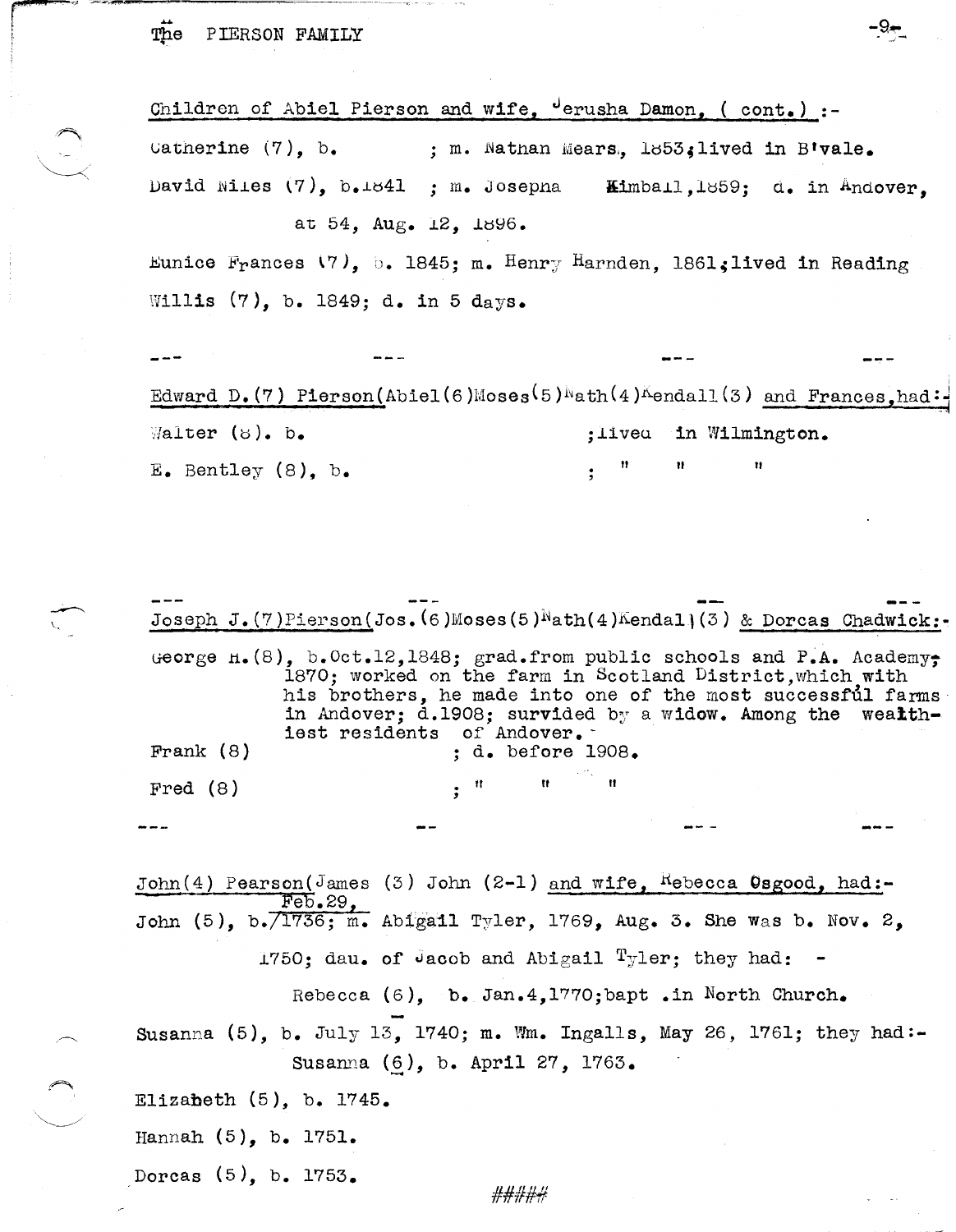Children of Abiel Pierson and wife, Jerusha Damon, ( cont.) :-

Catherine (7), b. ; m. Nathan Mears, 1853; lived in B'vale.

David Niles (7), b.1841 ; m. Josepha Kimball,1859; d. in Andover, at 54, Aug. 12, 1896.

Eunice Frances (7), b. 1845; m. Henry Harnden, 1861; lived in Reading

Willis (7), b. 1849; d. in 5 days.

--- --- --- ---

Edward D.(7) Pierson(Abiel(6)Moses(5)Nath(4)Kendall(3) and Frances, had:-

Walter (8). b. ; lived in Wilmington.

E. Bentley (8), b. ; " " "

--- --- --- ---

Joseph J.(7)Pierson(Jos.(6)Moses(5)Nath(4)Kendall(3) & Dorcas Chadwick:-

George H.(8), b.Oct.12,1848; grad.from public schools and P.A. Academy, 1870; worked on the farm in Scotland District,which with his brothers, he made into one of the most successful farms in Andover; d.1908; survided by a widow. Among the wealthiest residents of Andover.

Frank (8) ; d. before 1908.

Fred (8) ; " " "

--- --- --- ---

John(4) Pearson(James (3) John (2-1) and wife, Rebecca Osgood, had:-

John (5), b. Feb.29, 1736; m. Abigail Tyler, 1769, Aug. 3. She was b. Nov. 2, 1750; dau. of Jacob and Abigail Tyler; they had: -

Rebecca (6), b. Jan.4,1770; bapt .in North Church.

Susanna (5), b. July 13, 1740; m. Wm. Ingalls, May 26, 1761; they had:-

Susanna (6), b. April 27, 1763.

Elizabeth (5), b. 1745.

Hannah (5), b. 1751.

Dorcas (5), b. 1753.

#####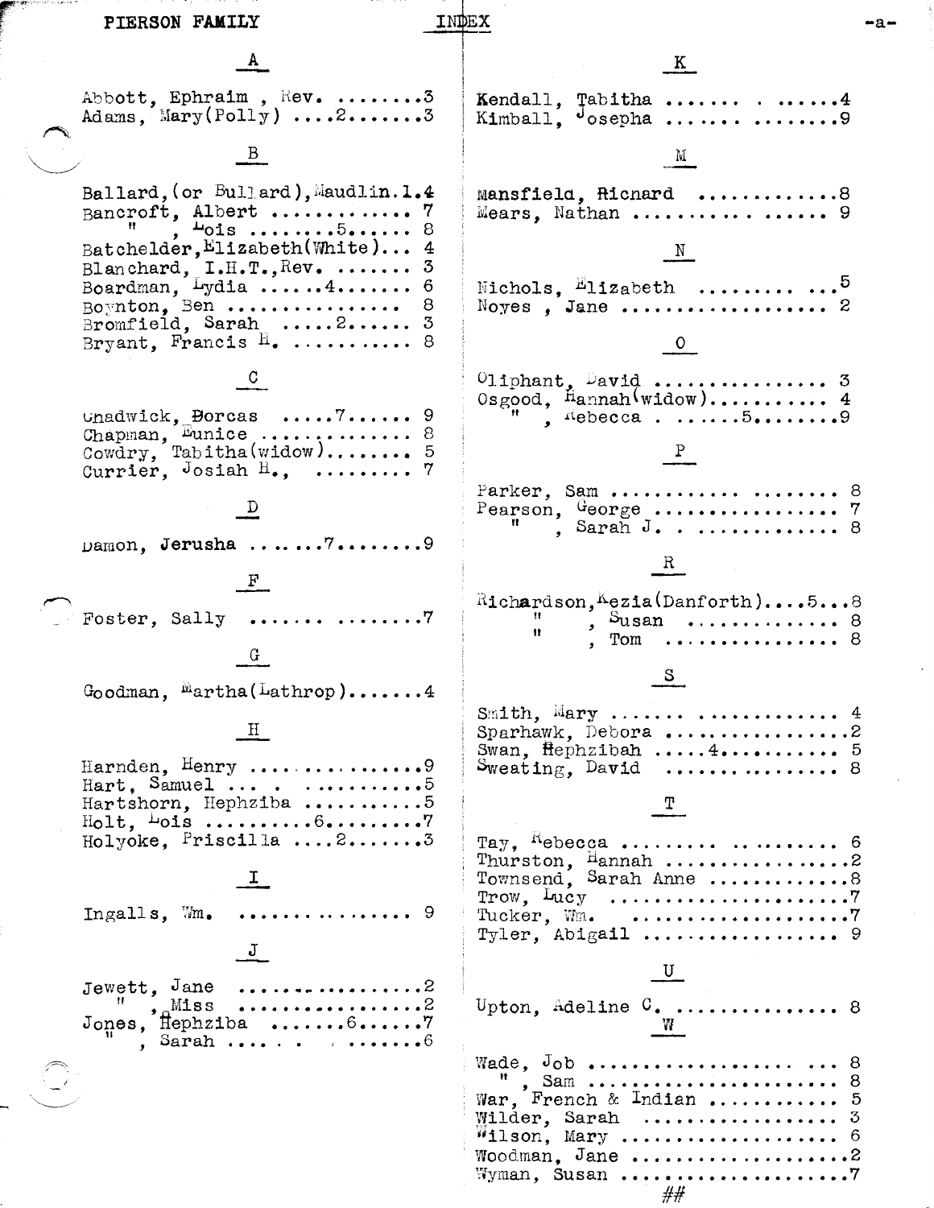# INDEX

## A

Abbott, Ephraim , Rev. ........3
Adams, Mary(Polly) ....2.......3

## B

Ballard,(or Bullard),Maudlin.1.4
Bancroft, Albert ............. 7
" , Lois .......5...... 8
Batchelder,Elizabeth(White)... 4
Blanchard, I.H.T.,Rev. ....... 3
Boardman, Lydia ......4....... 6
Boynton, Ben ................ 8
Bromfield, Sarah .....2...... 3
Bryant, Francis H. ........... 8

## C

Chadwick, Dorcas .....7...... 9
Chapman, Eunice .............. 8
Cowdry, Tabitha(widow)........ 5
Currier, Josiah H., ......... 7

## D

Damon, Jerusha .......7........9

## F

Foster, Sally ...... .......7

## G

Goodman, Martha(Lathrop).......4

## H

Harnden, Henry ...............9
Hart, Samuel ... . ...........5
Hartshorn, Hephziba ...........5
Holt, Lois ..........6.........7
Holyoke, Priscilla ....2.......3

## I

Ingalls, Wm. ............... 9

## J

Jewett, Jane .................2
" , Miss .................2
Jones, Hephziba .......6......7
" , Sarah ..... . .......6

## K

Kendall, Tabitha ....... . ......4
Kimball, Josepha ...... ........9

## M

Mansfield, Richard ............8
Mears, Nathan .......... ...... 9

## N

Nichols, Elizabeth ......... ...5
Noyes , Jane .................. 2

## O

Oliphant, David ............... 3
Osgood, Hannah(widow)........... 4
" , Rebecca . ......5........9

## P

Parker, Sam ........... ........ 8
Pearson, George ................ 7
" , Sarah J. . ............. 8

## R

Richardson,Kezia(Danforth)....5...8
" , Susan .............. 8
" , Tom ................ 8

## S

Smith, Mary ....... ............. 4
Sparhawk, Debora .................2
Swan, Hephzibah .....4........... 5
Sweating, David ................ 8

## T

Tay, Rebecca ......... ......... 6
Thurston, Hannah .................2
Townsend, Sarah Anne .............8
Trow, Lucy .....................7
Tucker, Wm. ....................7
Tyler, Abigail .................. 9

## U

Upton, Adeline C. ............... 8

## W

Wade, Job ................... ... 8
" , Sam ...................... 8
War, French & Indian ............ 5
Wilder, Sarah ................. 3
Wilson, Mary .................. 6
Woodman, Jane ....................2
Wyman, Susan .....................7

##